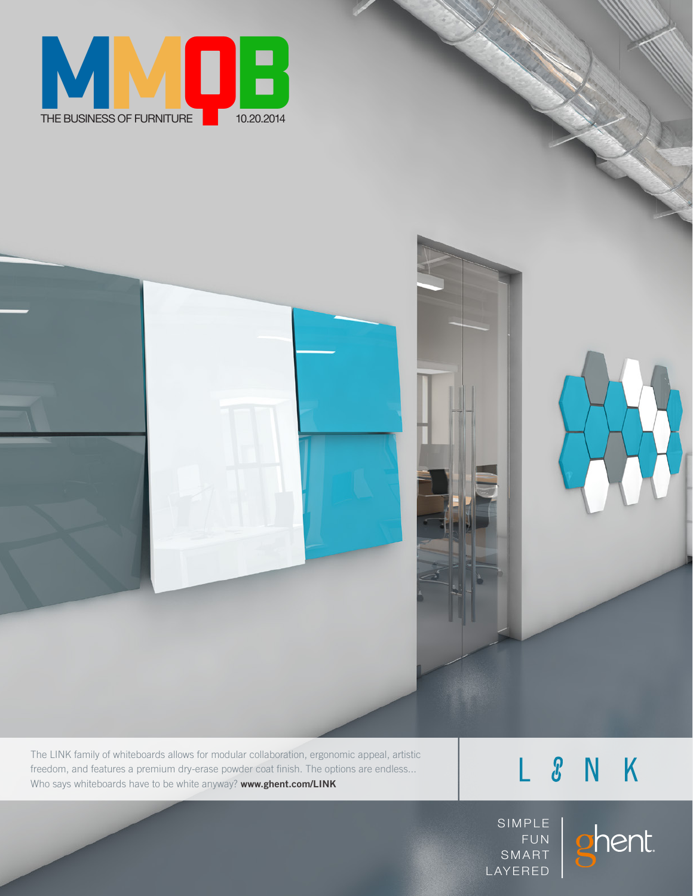# MMQB

THE BUSINESS OF FURNITURE 10.20.2014

The LINK family of whiteboards allows for modular collaboration, ergonomic appeal, artistic freedom, and features a premium dry-erase powder coat finish. The options are endless... Who says whiteboards have to be white anyway? **www.ghent.com/LINK**

L I N K

SIMPLE
FUN
SMART
LAYERED

ghent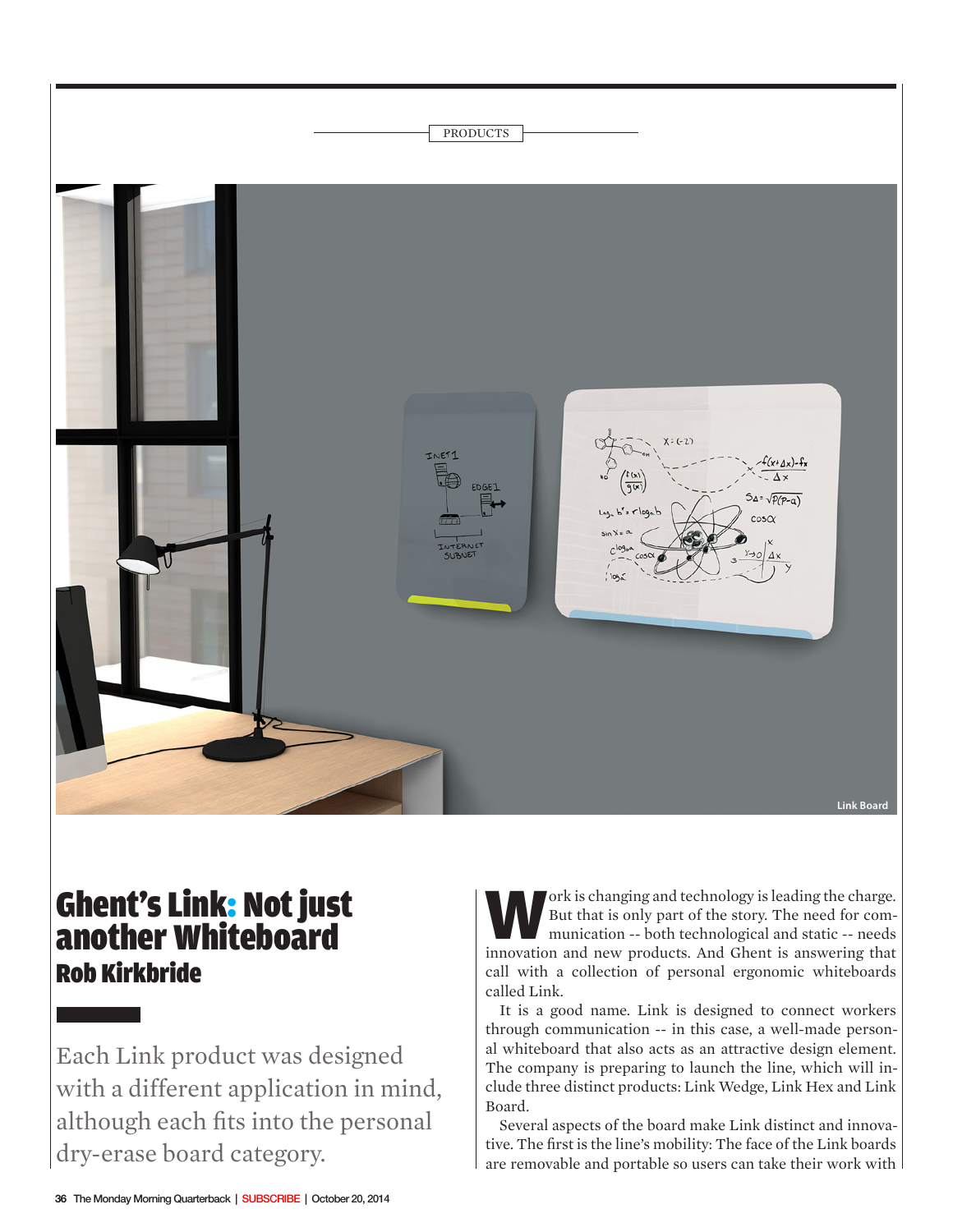PRODUCTS

Link Board

# Ghent's Link: Not just another Whiteboard

## Rob Kirkbride

Each Link product was designed with a different application in mind, although each fits into the personal dry-erase board category.

Work is changing and technology is leading the charge. But that is only part of the story. The need for communication -- both technological and static -- needs innovation and new products. And Ghent is answering that call with a collection of personal ergonomic whiteboards called Link.

It is a good name. Link is designed to connect workers through communication -- in this case, a well-made personal whiteboard that also acts as an attractive design element. The company is preparing to launch the line, which will include three distinct products: Link Wedge, Link Hex and Link Board.

Several aspects of the board make Link distinct and innovative. The first is the line's mobility: The face of the Link boards are removable and portable so users can take their work with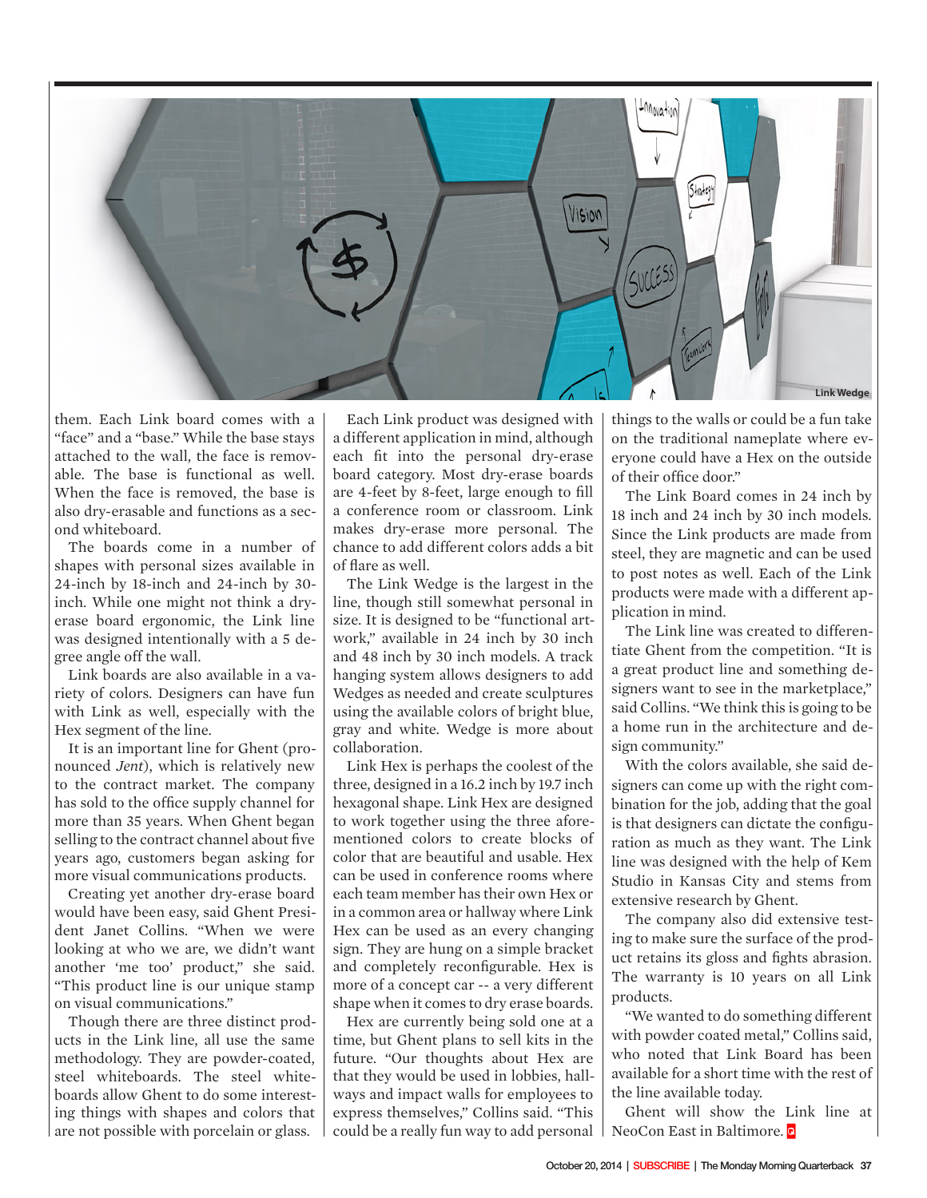Link Wedge

them. Each Link board comes with a "face" and a "base." While the base stays attached to the wall, the face is removable. The base is functional as well. When the face is removed, the base is also dry-erasable and functions as a second whiteboard.

The boards come in a number of shapes with personal sizes available in 24-inch by 18-inch and 24-inch by 30-inch. While one might not think a dry-erase board ergonomic, the Link line was designed intentionally with a 5 degree angle off the wall.

Link boards are also available in a variety of colors. Designers can have fun with Link as well, especially with the Hex segment of the line.

It is an important line for Ghent (pronounced *Jent*), which is relatively new to the contract market. The company has sold to the office supply channel for more than 35 years. When Ghent began selling to the contract channel about five years ago, customers began asking for more visual communications products.

Creating yet another dry-erase board would have been easy, said Ghent President Janet Collins. "When we were looking at who we are, we didn't want another 'me too' product," she said. "This product line is our unique stamp on visual communications."

Though there are three distinct products in the Link line, all use the same methodology. They are powder-coated, steel whiteboards. The steel whiteboards allow Ghent to do some interesting things with shapes and colors that are not possible with porcelain or glass.

Each Link product was designed with a different application in mind, although each fit into the personal dry-erase board category. Most dry-erase boards are 4-feet by 8-feet, large enough to fill a conference room or classroom. Link makes dry-erase more personal. The chance to add different colors adds a bit of flare as well.

The Link Wedge is the largest in the line, though still somewhat personal in size. It is designed to be "functional artwork," available in 24 inch by 30 inch and 48 inch by 30 inch models. A track hanging system allows designers to add Wedges as needed and create sculptures using the available colors of bright blue, gray and white. Wedge is more about collaboration.

Link Hex is perhaps the coolest of the three, designed in a 16.2 inch by 19.7 inch hexagonal shape. Link Hex are designed to work together using the three aforementioned colors to create blocks of color that are beautiful and usable. Hex can be used in conference rooms where each team member has their own Hex or in a common area or hallway where Link Hex can be used as an every changing sign. They are hung on a simple bracket and completely reconfigurable. Hex is more of a concept car -- a very different shape when it comes to dry erase boards.

Hex are currently being sold one at a time, but Ghent plans to sell kits in the future. "Our thoughts about Hex are that they would be used in lobbies, hallways and impact walls for employees to express themselves," Collins said. "This could be a really fun way to add personal things to the walls or could be a fun take on the traditional nameplate where everyone could have a Hex on the outside of their office door."

The Link Board comes in 24 inch by 18 inch and 24 inch by 30 inch models. Since the Link products are made from steel, they are magnetic and can be used to post notes as well. Each of the Link products were made with a different application in mind.

The Link line was created to differentiate Ghent from the competition. "It is a great product line and something designers want to see in the marketplace," said Collins. "We think this is going to be a home run in the architecture and design community."

With the colors available, she said designers can come up with the right combination for the job, adding that the goal is that designers can dictate the configuration as much as they want. The Link line was designed with the help of Kem Studio in Kansas City and stems from extensive research by Ghent.

The company also did extensive testing to make sure the surface of the product retains its gloss and fights abrasion. The warranty is 10 years on all Link products.

"We wanted to do something different with powder coated metal," Collins said, who noted that Link Board has been available for a short time with the rest of the line available today.

Ghent will show the Link line at NeoCon East in Baltimore.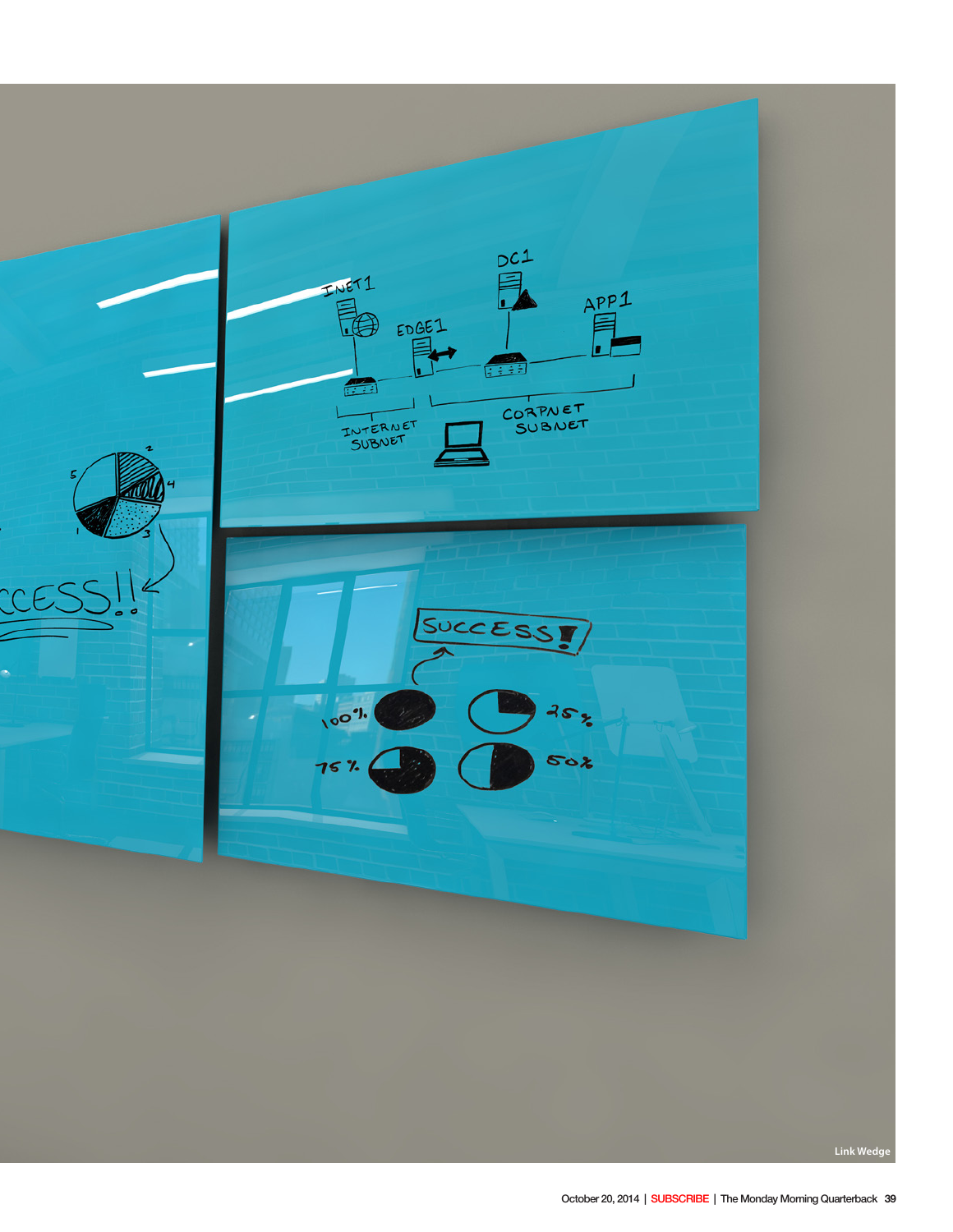Link Wedge